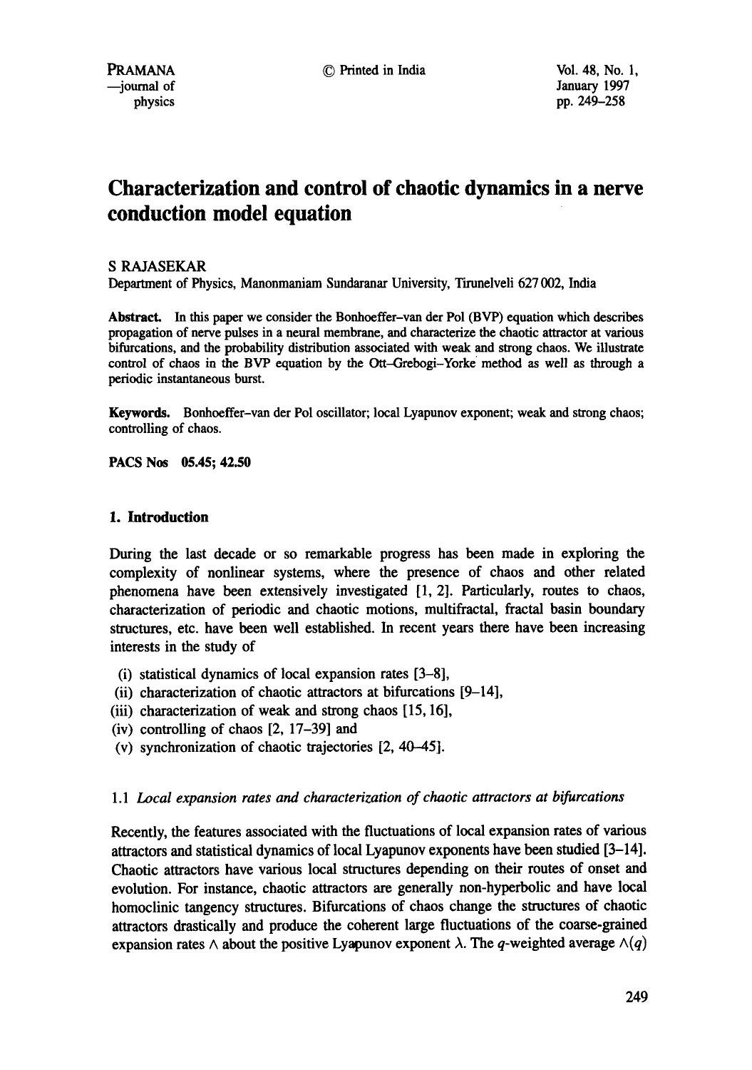# Characterization and control of chaotic dynamics in a nerve conduction model equation

S RAJASEKAR

Department of Physics, Manonmaniam Sundaranar University, Tirunelveli 627 002, India

**Abstract.** In this paper we consider the Bonhoeffer–van der Pol (BVP) equation which describes propagation of nerve pulses in a neural membrane, and characterize the chaotic attractor at various bifurcations, and the probability distribution associated with weak and strong chaos. We illustrate control of chaos in the BVP equation by the Ott–Grebogi–Yorke method as well as through a periodic instantaneous burst.

**Keywords.** Bonhoeffer–van der Pol oscillator; local Lyapunov exponent; weak and strong chaos; controlling of chaos.

**PACS Nos** 05.45; 42.50

## 1. Introduction

During the last decade or so remarkable progress has been made in exploring the complexity of nonlinear systems, where the presence of chaos and other related phenomena have been extensively investigated [1, 2]. Particularly, routes to chaos, characterization of periodic and chaotic motions, multifractal, fractal basin boundary structures, etc. have been well established. In recent years there have been increasing interests in the study of

(i) statistical dynamics of local expansion rates [3–8],
(ii) characterization of chaotic attractors at bifurcations [9–14],
(iii) characterization of weak and strong chaos [15, 16],
(iv) controlling of chaos [2, 17–39] and
(v) synchronization of chaotic trajectories [2, 40–45].

### 1.1 *Local expansion rates and characterization of chaotic attractors at bifurcations*

Recently, the features associated with the fluctuations of local expansion rates of various attractors and statistical dynamics of local Lyapunov exponents have been studied [3–14]. Chaotic attractors have various local structures depending on their routes of onset and evolution. For instance, chaotic attractors are generally non-hyperbolic and have local homoclinic tangency structures. Bifurcations of chaos change the structures of chaotic attractors drastically and produce the coherent large fluctuations of the coarse-grained expansion rates $\wedge$ about the positive Lyapunov exponent $\lambda$. The $q$-weighted average $\wedge(q)$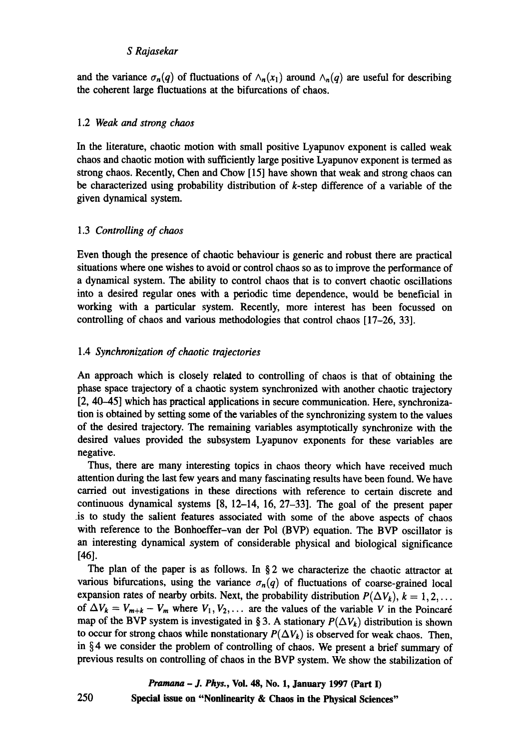and the variance $\sigma_n(q)$ of fluctuations of $\wedge_n(x_1)$ around $\wedge_n(q)$ are useful for describing the coherent large fluctuations at the bifurcations of chaos.

### 1.2 *Weak and strong chaos*

In the literature, chaotic motion with small positive Lyapunov exponent is called weak chaos and chaotic motion with sufficiently large positive Lyapunov exponent is termed as strong chaos. Recently, Chen and Chow [15] have shown that weak and strong chaos can be characterized using probability distribution of $k$-step difference of a variable of the given dynamical system.

### 1.3 *Controlling of chaos*

Even though the presence of chaotic behaviour is generic and robust there are practical situations where one wishes to avoid or control chaos so as to improve the performance of a dynamical system. The ability to control chaos that is to convert chaotic oscillations into a desired regular ones with a periodic time dependence, would be beneficial in working with a particular system. Recently, more interest has been focussed on controlling of chaos and various methodologies that control chaos [17–26, 33].

### 1.4 *Synchronization of chaotic trajectories*

An approach which is closely related to controlling of chaos is that of obtaining the phase space trajectory of a chaotic system synchronized with another chaotic trajectory [2, 40–45] which has practical applications in secure communication. Here, synchronization is obtained by setting some of the variables of the synchronizing system to the values of the desired trajectory. The remaining variables asymptotically synchronize with the desired values provided the subsystem Lyapunov exponents for these variables are negative.

Thus, there are many interesting topics in chaos theory which have received much attention during the last few years and many fascinating results have been found. We have carried out investigations in these directions with reference to certain discrete and continuous dynamical systems [8, 12–14, 16, 27–33]. The goal of the present paper is to study the salient features associated with some of the above aspects of chaos with reference to the Bonhoeffer–van der Pol (BVP) equation. The BVP oscillator is an interesting dynamical system of considerable physical and biological significance [46].

The plan of the paper is as follows. In § 2 we characterize the chaotic attractor at various bifurcations, using the variance $\sigma_n(q)$ of fluctuations of coarse-grained local expansion rates of nearby orbits. Next, the probability distribution $P(\Delta V_k)$, $k = 1, 2, \ldots$ of $\Delta V_k = V_{m+k} - V_m$ where $V_1, V_2, \ldots$ are the values of the variable $V$ in the Poincaré map of the BVP system is investigated in § 3. A stationary $P(\Delta V_k)$ distribution is shown to occur for strong chaos while nonstationary $P(\Delta V_k)$ is observed for weak chaos. Then, in § 4 we consider the problem of controlling of chaos. We present a brief summary of previous results on controlling of chaos in the BVP system. We show the stabilization of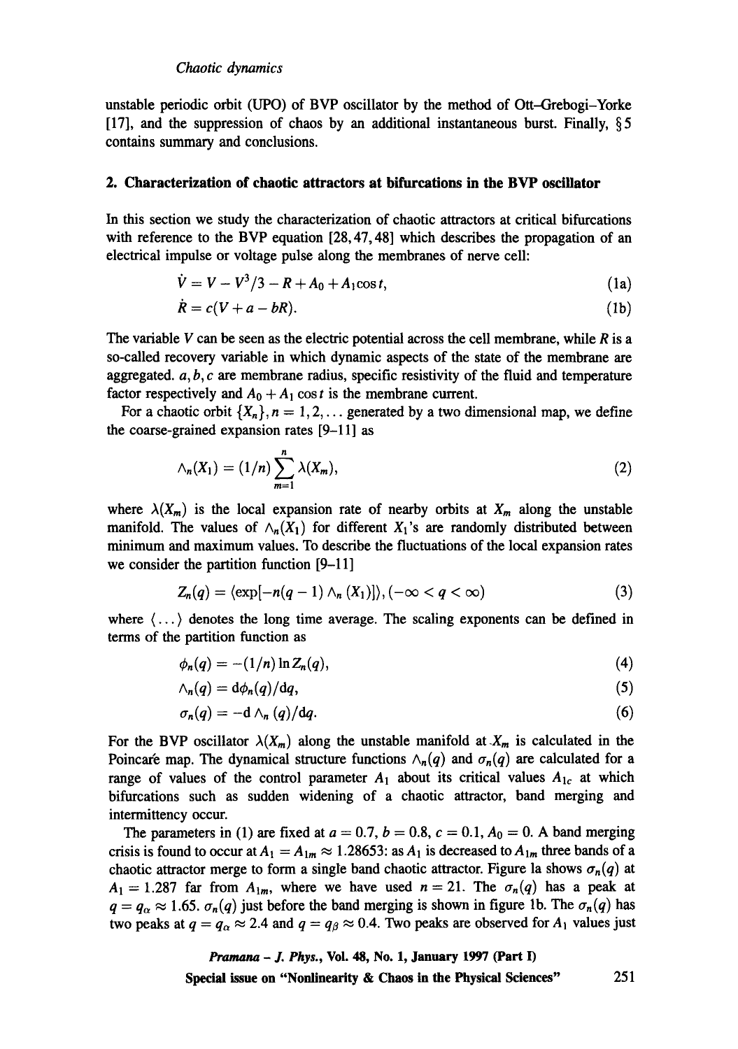unstable periodic orbit (UPO) of BVP oscillator by the method of Ott–Grebogi–Yorke [17], and the suppression of chaos by an additional instantaneous burst. Finally, § 5 contains summary and conclusions.

## 2. Characterization of chaotic attractors at bifurcations in the BVP oscillator

In this section we study the characterization of chaotic attractors at critical bifurcations with reference to the BVP equation [28, 47, 48] which describes the propagation of an electrical impulse or voltage pulse along the membranes of nerve cell:

$$\dot{V} = V - V^3/3 - R + A_0 + A_1 \cos t, \tag{1a}$$

$$\dot{R} = c(V + a - bR). \tag{1b}$$

The variable $V$ can be seen as the electric potential across the cell membrane, while $R$ is a so-called recovery variable in which dynamic aspects of the state of the membrane are aggregated. $a, b, c$ are membrane radius, specific resistivity of the fluid and temperature factor respectively and $A_0 + A_1 \cos t$ is the membrane current.

For a chaotic orbit $\{X_n\}, n = 1, 2, \ldots$ generated by a two dimensional map, we define the coarse-grained expansion rates [9–11] as

$$\wedge_n(X_1) = (1/n) \sum_{m=1}^{n} \lambda(X_m), \tag{2}$$

where $\lambda(X_m)$ is the local expansion rate of nearby orbits at $X_m$ along the unstable manifold. The values of $\wedge_n(X_1)$ for different $X_1$'s are randomly distributed between minimum and maximum values. To describe the fluctuations of the local expansion rates we consider the partition function [9–11]

$$Z_n(q) = \langle \exp[-n(q-1) \wedge_n (X_1)] \rangle, (-\infty < q < \infty) \tag{3}$$

where $\langle \ldots \rangle$ denotes the long time average. The scaling exponents can be defined in terms of the partition function as

$$\phi_n(q) = -(1/n) \ln Z_n(q), \tag{4}$$

$$\wedge_n(q) = \mathrm{d}\phi_n(q)/\mathrm{d}q, \tag{5}$$

$$\sigma_n(q) = -\mathrm{d} \wedge_n (q)/\mathrm{d}q. \tag{6}$$

For the BVP oscillator $\lambda(X_m)$ along the unstable manifold at $X_m$ is calculated in the Poincaré map. The dynamical structure functions $\wedge_n(q)$ and $\sigma_n(q)$ are calculated for a range of values of the control parameter $A_1$ about its critical values $A_{1c}$ at which bifurcations such as sudden widening of a chaotic attractor, band merging and intermittency occur.

The parameters in (1) are fixed at $a = 0.7$, $b = 0.8$, $c = 0.1$, $A_0 = 0$. A band merging crisis is found to occur at $A_1 = A_{1m} \approx 1.28653$: as $A_1$ is decreased to $A_{1m}$ three bands of a chaotic attractor merge to form a single band chaotic attractor. Figure 1a shows $\sigma_n(q)$ at $A_1 = 1.287$ far from $A_{1m}$, where we have used $n = 21$. The $\sigma_n(q)$ has a peak at $q = q_\alpha \approx 1.65$. $\sigma_n(q)$ just before the band merging is shown in figure 1b. The $\sigma_n(q)$ has two peaks at $q = q_\alpha \approx 2.4$ and $q = q_\beta \approx 0.4$. Two peaks are observed for $A_1$ values just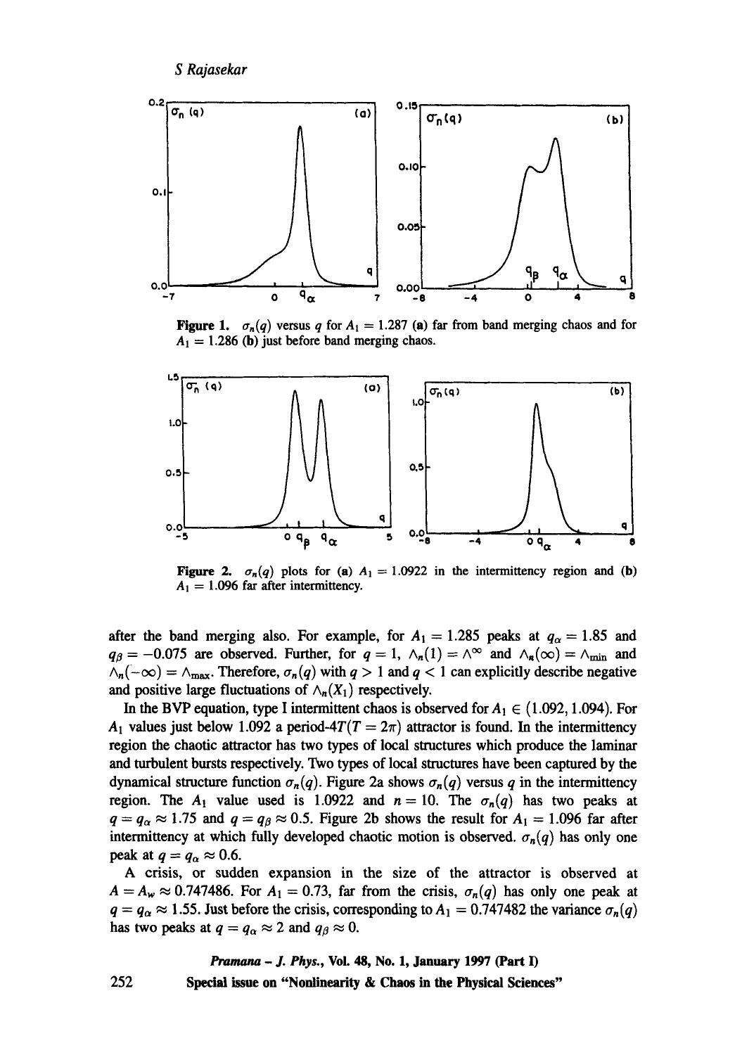**Figure 1.** $\sigma_n(q)$ versus $q$ for $A_1 = 1.287$ (**a**) far from band merging chaos and for $A_1 = 1.286$ (**b**) just before band merging chaos.

**Figure 2.** $\sigma_n(q)$ plots for (**a**) $A_1 = 1.0922$ in the intermittency region and (**b**) $A_1 = 1.096$ far after intermittency.

after the band merging also. For example, for $A_1 = 1.285$ peaks at $q_\alpha = 1.85$ and $q_\beta = -0.075$ are observed. Further, for $q = 1$, $\wedge_n(1) = \wedge^\infty$ and $\wedge_n(\infty) = \wedge_{\min}$ and $\wedge_n(-\infty) = \wedge_{\max}$. Therefore, $\sigma_n(q)$ with $q > 1$ and $q < 1$ can explicitly describe negative and positive large fluctuations of $\wedge_n(X_1)$ respectively.

In the BVP equation, type I intermittent chaos is observed for $A_1 \in (1.092, 1.094)$. For $A_1$ values just below 1.092 a period-$4T(T = 2\pi)$ attractor is found. In the intermittency region the chaotic attractor has two types of local structures which produce the laminar and turbulent bursts respectively. Two types of local structures have been captured by the dynamical structure function $\sigma_n(q)$. Figure 2a shows $\sigma_n(q)$ versus $q$ in the intermittency region. The $A_1$ value used is 1.0922 and $n = 10$. The $\sigma_n(q)$ has two peaks at $q = q_\alpha \approx 1.75$ and $q = q_\beta \approx 0.5$. Figure 2b shows the result for $A_1 = 1.096$ far after intermittency at which fully developed chaotic motion is observed. $\sigma_n(q)$ has only one peak at $q = q_\alpha \approx 0.6$.

A crisis, or sudden expansion in the size of the attractor is observed at $A = A_w \approx 0.747486$. For $A_1 = 0.73$, far from the crisis, $\sigma_n(q)$ has only one peak at $q = q_\alpha \approx 1.55$. Just before the crisis, corresponding to $A_1 = 0.747482$ the variance $\sigma_n(q)$ has two peaks at $q = q_\alpha \approx 2$ and $q_\beta \approx 0$.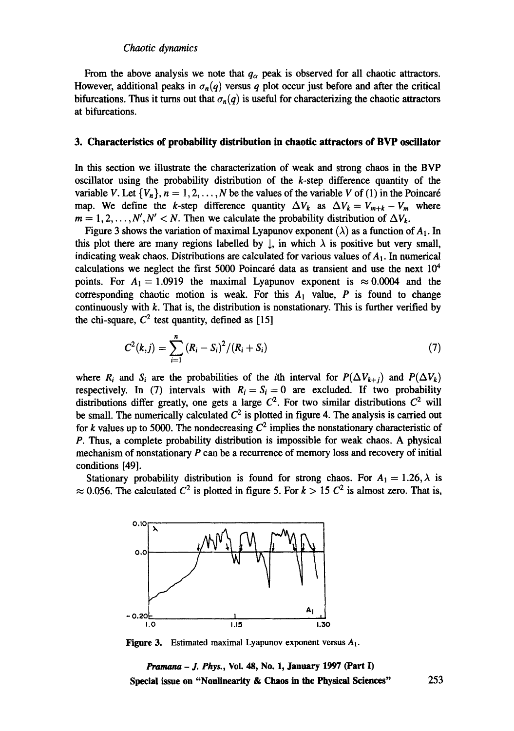From the above analysis we note that $q_\alpha$ peak is observed for all chaotic attractors. However, additional peaks in $\sigma_n(q)$ versus $q$ plot occur just before and after the critical bifurcations. Thus it turns out that $\sigma_n(q)$ is useful for characterizing the chaotic attractors at bifurcations.

## 3. Characteristics of probability distribution in chaotic attractors of BVP oscillator

In this section we illustrate the characterization of weak and strong chaos in the BVP oscillator using the probability distribution of the $k$-step difference quantity of the variable $V$. Let $\{V_n\}, n = 1, 2, \ldots, N$ be the values of the variable $V$ of (1) in the Poincaré map. We define the $k$-step difference quantity $\Delta V_k$ as $\Delta V_k = V_{m+k} - V_m$ where $m = 1, 2, \ldots, N', N' < N$. Then we calculate the probability distribution of $\Delta V_k$.

Figure 3 shows the variation of maximal Lyapunov exponent ($\lambda$) as a function of $A_1$. In this plot there are many regions labelled by $\downarrow$, in which $\lambda$ is positive but very small, indicating weak chaos. Distributions are calculated for various values of $A_1$. In numerical calculations we neglect the first 5000 Poincaré data as transient and use the next $10^4$ points. For $A_1 = 1.0919$ the maximal Lyapunov exponent is $\approx 0.0004$ and the corresponding chaotic motion is weak. For this $A_1$ value, $P$ is found to change continuously with $k$. That is, the distribution is nonstationary. This is further verified by the chi-square, $C^2$ test quantity, defined as [15]

$$C^2(k,j) = \sum_{i=1}^{n} (R_i - S_i)^2/(R_i + S_i) \tag{7}$$

where $R_i$ and $S_i$ are the probabilities of the $i$th interval for $P(\Delta V_{k+j})$ and $P(\Delta V_k)$ respectively. In (7) intervals with $R_i = S_i = 0$ are excluded. If two probability distributions differ greatly, one gets a large $C^2$. For two similar distributions $C^2$ will be small. The numerically calculated $C^2$ is plotted in figure 4. The analysis is carried out for $k$ values up to 5000. The nondecreasing $C^2$ implies the nonstationary characteristic of $P$. Thus, a complete probability distribution is impossible for weak chaos. A physical mechanism of nonstationary $P$ can be a recurrence of memory loss and recovery of initial conditions [49].

Stationary probability distribution is found for strong chaos. For $A_1 = 1.26, \lambda$ is $\approx 0.056$. The calculated $C^2$ is plotted in figure 5. For $k > 15$ $C^2$ is almost zero. That is,

**Figure 3.** Estimated maximal Lyapunov exponent versus $A_1$.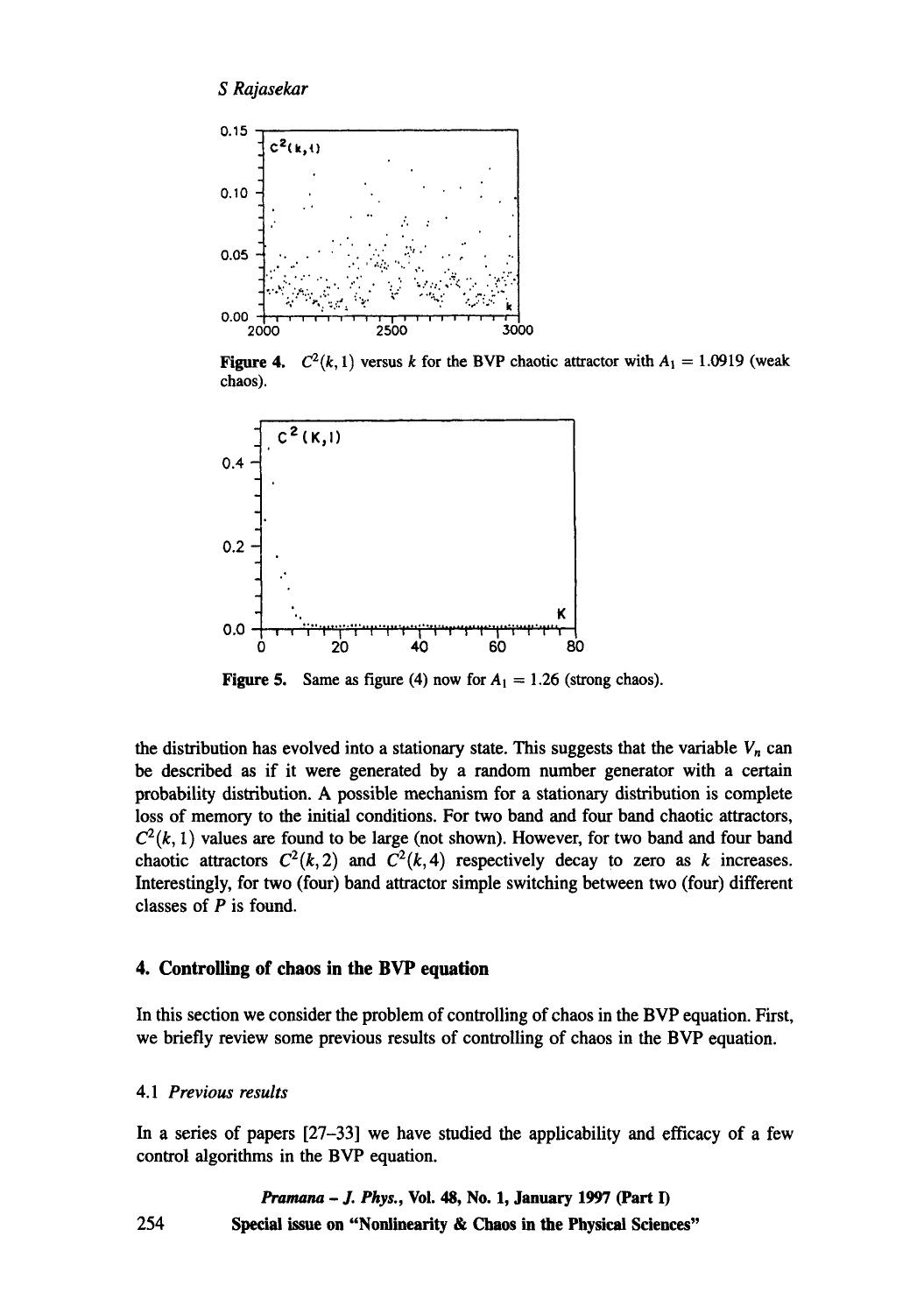**Figure 4.** $C^2(k, 1)$ versus $k$ for the BVP chaotic attractor with $A_1 = 1.0919$ (weak chaos).

**Figure 5.** Same as figure (4) now for $A_1 = 1.26$ (strong chaos).

the distribution has evolved into a stationary state. This suggests that the variable $V_n$ can be described as if it were generated by a random number generator with a certain probability distribution. A possible mechanism for a stationary distribution is complete loss of memory to the initial conditions. For two band and four band chaotic attractors, $C^2(k, 1)$ values are found to be large (not shown). However, for two band and four band chaotic attractors $C^2(k, 2)$ and $C^2(k, 4)$ respectively decay to zero as $k$ increases. Interestingly, for two (four) band attractor simple switching between two (four) different classes of $P$ is found.

## 4. Controlling of chaos in the BVP equation

In this section we consider the problem of controlling of chaos in the BVP equation. First, we briefly review some previous results of controlling of chaos in the BVP equation.

### 4.1 *Previous results*

In a series of papers [27–33] we have studied the applicability and efficacy of a few control algorithms in the BVP equation.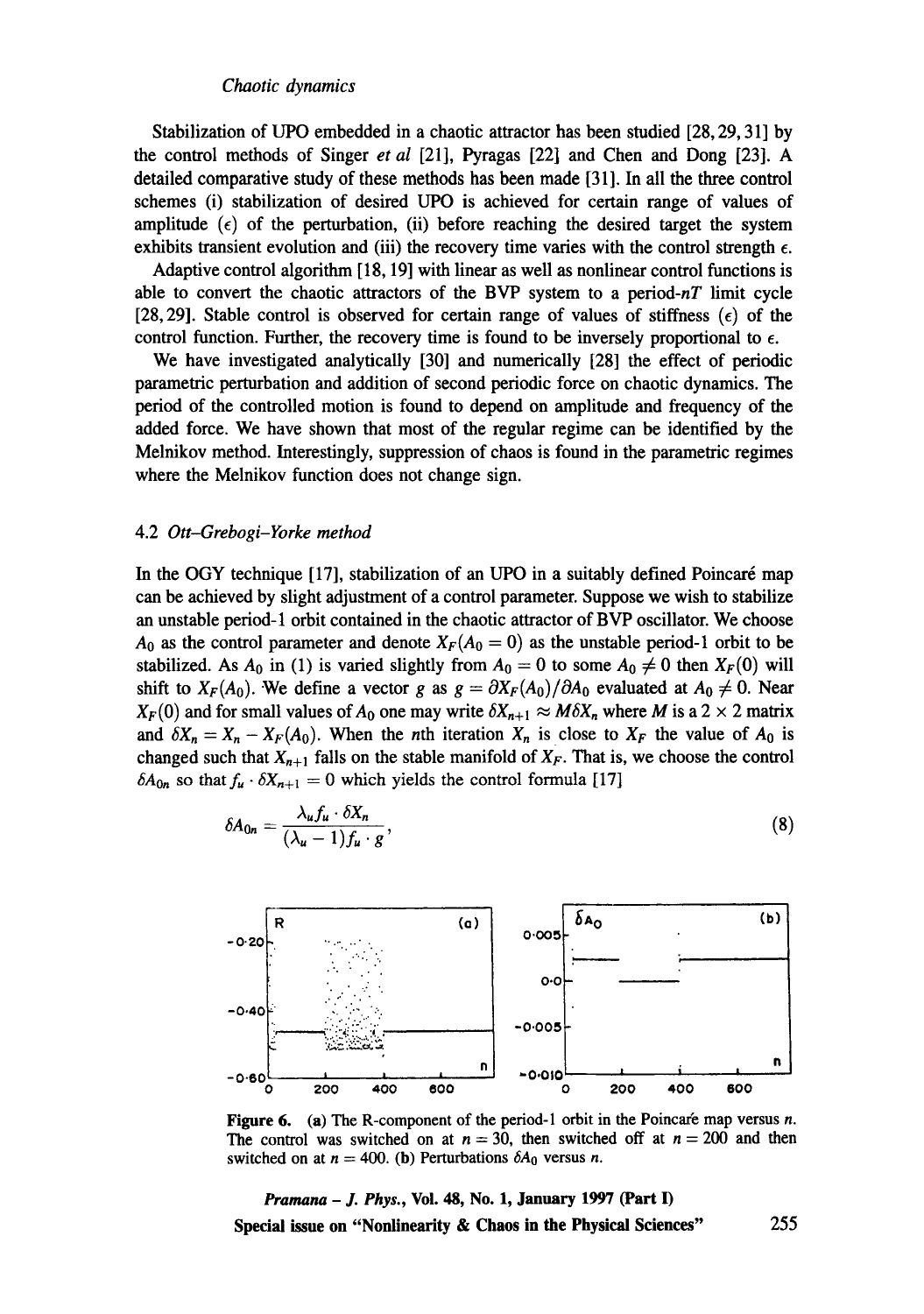Stabilization of UPO embedded in a chaotic attractor has been studied [28, 29, 31] by the control methods of Singer *et al* [21], Pyragas [22] and Chen and Dong [23]. A detailed comparative study of these methods has been made [31]. In all the three control schemes (i) stabilization of desired UPO is achieved for certain range of values of amplitude ($\epsilon$) of the perturbation, (ii) before reaching the desired target the system exhibits transient evolution and (iii) the recovery time varies with the control strength $\epsilon$.

Adaptive control algorithm [18, 19] with linear as well as nonlinear control functions is able to convert the chaotic attractors of the BVP system to a period-$nT$ limit cycle [28, 29]. Stable control is observed for certain range of values of stiffness ($\epsilon$) of the control function. Further, the recovery time is found to be inversely proportional to $\epsilon$.

We have investigated analytically [30] and numerically [28] the effect of periodic parametric perturbation and addition of second periodic force on chaotic dynamics. The period of the controlled motion is found to depend on amplitude and frequency of the added force. We have shown that most of the regular regime can be identified by the Melnikov method. Interestingly, suppression of chaos is found in the parametric regimes where the Melnikov function does not change sign.

### 4.2 *Ott–Grebogi–Yorke method*

In the OGY technique [17], stabilization of an UPO in a suitably defined Poincaré map can be achieved by slight adjustment of a control parameter. Suppose we wish to stabilize an unstable period-1 orbit contained in the chaotic attractor of BVP oscillator. We choose $A_0$ as the control parameter and denote $X_F(A_0 = 0)$ as the unstable period-1 orbit to be stabilized. As $A_0$ in (1) is varied slightly from $A_0 = 0$ to some $A_0 \neq 0$ then $X_F(0)$ will shift to $X_F(A_0)$. We define a vector $g$ as $g = \partial X_F(A_0)/\partial A_0$ evaluated at $A_0 \neq 0$. Near $X_F(0)$ and for small values of $A_0$ one may write $\delta X_{n+1} \approx M\delta X_n$ where $M$ is a $2 \times 2$ matrix and $\delta X_n = X_n - X_F(A_0)$. When the $n$th iteration $X_n$ is close to $X_F$ the value of $A_0$ is changed such that $X_{n+1}$ falls on the stable manifold of $X_F$. That is, we choose the control $\delta A_{0n}$ so that $f_u \cdot \delta X_{n+1} = 0$ which yields the control formula [17]

$$\delta A_{0n} = \frac{\lambda_u f_u \cdot \delta X_n}{(\lambda_u - 1) f_u \cdot g}, \tag{8}$$

**Figure 6.** (a) The R-component of the period-1 orbit in the Poincaré map versus $n$. The control was switched on at $n = 30$, then switched off at $n = 200$ and then switched on at $n = 400$. (b) Perturbations $\delta A_0$ versus $n$.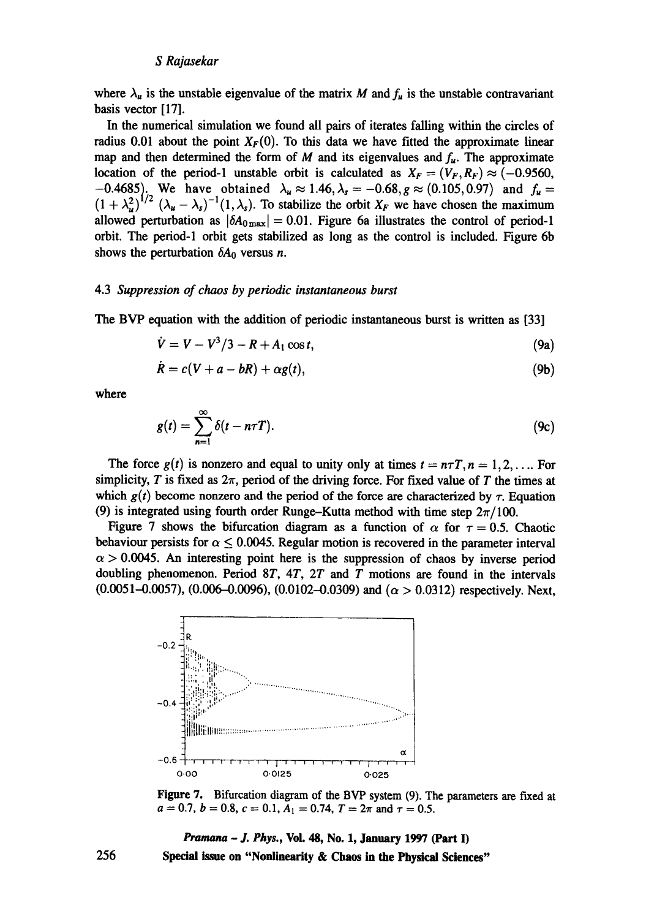where $\lambda_u$ is the unstable eigenvalue of the matrix $M$ and $f_u$ is the unstable contravariant basis vector [17].

In the numerical simulation we found all pairs of iterates falling within the circles of radius 0.01 about the point $X_F(0)$. To this data we have fitted the approximate linear map and then determined the form of $M$ and its eigenvalues and $f_u$. The approximate location of the period-1 unstable orbit is calculated as $X_F = (V_F, R_F) \approx (-0.9560, -0.4685)$. We have obtained $\lambda_u \approx 1.46, \lambda_s = -0.68, g \approx (0.105, 0.97)$ and $f_u = (1+\lambda_u^2)^{1/2}(\lambda_u - \lambda_s)^{-1}(1, \lambda_s)$. To stabilize the orbit $X_F$ we have chosen the maximum allowed perturbation as $|\delta A_{0\,\mathrm{max}}| = 0.01$. Figure 6a illustrates the control of period-1 orbit. The period-1 orbit gets stabilized as long as the control is included. Figure 6b shows the perturbation $\delta A_0$ versus $n$.

### 4.3 *Suppression of chaos by periodic instantaneous burst*

The BVP equation with the addition of periodic instantaneous burst is written as [33]

$$\dot{V} = V - V^3/3 - R + A_1 \cos t, \tag{9a}$$

$$\dot{R} = c(V + a - bR) + \alpha g(t), \tag{9b}$$

where

$$g(t) = \sum_{n=1}^{\infty} \delta(t - n\tau T). \tag{9c}$$

The force $g(t)$ is nonzero and equal to unity only at times $t = n\tau T, n = 1, 2, \ldots$. For simplicity, $T$ is fixed as $2\pi$, period of the driving force. For fixed value of $T$ the times at which $g(t)$ become nonzero and the period of the force are characterized by $\tau$. Equation (9) is integrated using fourth order Runge–Kutta method with time step $2\pi/100$.

Figure 7 shows the bifurcation diagram as a function of $\alpha$ for $\tau = 0.5$. Chaotic behaviour persists for $\alpha \leq 0.0045$. Regular motion is recovered in the parameter interval $\alpha > 0.0045$. An interesting point here is the suppression of chaos by inverse period doubling phenomenon. Period $8T$, $4T$, $2T$ and $T$ motions are found in the intervals (0.0051–0.0057), (0.006–0.0096), (0.0102–0.0309) and ($\alpha > 0.0312$) respectively. Next,

**Figure 7.** Bifurcation diagram of the BVP system (9). The parameters are fixed at $a = 0.7$, $b = 0.8$, $c = 0.1$, $A_1 = 0.74$, $T = 2\pi$ and $\tau = 0.5$.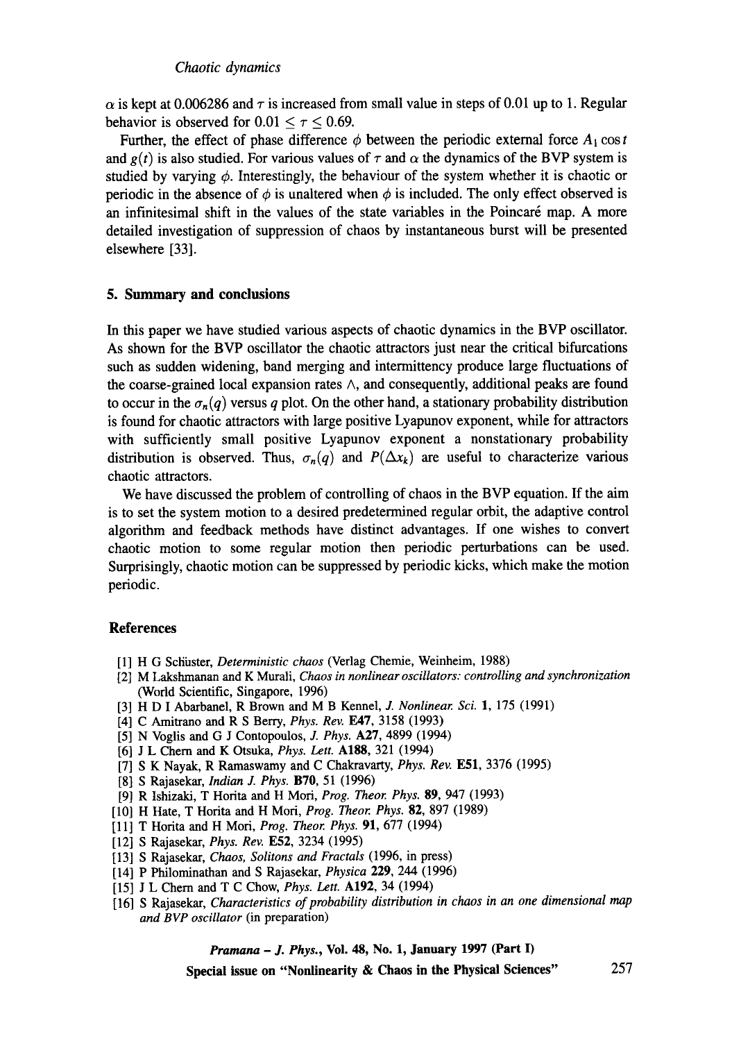$\alpha$ is kept at 0.006286 and $\tau$ is increased from small value in steps of 0.01 up to 1. Regular behavior is observed for $0.01 \leq \tau \leq 0.69$.

Further, the effect of phase difference $\phi$ between the periodic external force $A_1 \cos t$ and $g(t)$ is also studied. For various values of $\tau$ and $\alpha$ the dynamics of the BVP system is studied by varying $\phi$. Interestingly, the behaviour of the system whether it is chaotic or periodic in the absence of $\phi$ is unaltered when $\phi$ is included. The only effect observed is an infinitesimal shift in the values of the state variables in the Poincaré map. A more detailed investigation of suppression of chaos by instantaneous burst will be presented elsewhere [33].

## 5. Summary and conclusions

In this paper we have studied various aspects of chaotic dynamics in the BVP oscillator. As shown for the BVP oscillator the chaotic attractors just near the critical bifurcations such as sudden widening, band merging and intermittency produce large fluctuations of the coarse-grained local expansion rates $\wedge$, and consequently, additional peaks are found to occur in the $\sigma_n(q)$ versus $q$ plot. On the other hand, a stationary probability distribution is found for chaotic attractors with large positive Lyapunov exponent, while for attractors with sufficiently small positive Lyapunov exponent a nonstationary probability distribution is observed. Thus, $\sigma_n(q)$ and $P(\Delta x_k)$ are useful to characterize various chaotic attractors.

We have discussed the problem of controlling of chaos in the BVP equation. If the aim is to set the system motion to a desired predetermined regular orbit, the adaptive control algorithm and feedback methods have distinct advantages. If one wishes to convert chaotic motion to some regular motion then periodic perturbations can be used. Surprisingly, chaotic motion can be suppressed by periodic kicks, which make the motion periodic.

## References

[1] H G Schüster, *Deterministic chaos* (Verlag Chemie, Weinheim, 1988)
[2] M Lakshmanan and K Murali, *Chaos in nonlinear oscillators: controlling and synchronization* (World Scientific, Singapore, 1996)
[3] H D I Abarbanel, R Brown and M B Kennel, *J. Nonlinear. Sci.* **1**, 175 (1991)
[4] C Amitrano and R S Berry, *Phys. Rev.* **E47**, 3158 (1993)
[5] N Voglis and G J Contopoulos, *J. Phys.* **A27**, 4899 (1994)
[6] J L Chern and K Otsuka, *Phys. Lett.* **A188**, 321 (1994)
[7] S K Nayak, R Ramaswamy and C Chakravarty, *Phys. Rev.* **E51**, 3376 (1995)
[8] S Rajasekar, *Indian J. Phys.* **B70**, 51 (1996)
[9] R Ishizaki, T Horita and H Mori, *Prog. Theor. Phys.* **89**, 947 (1993)
[10] H Hate, T Horita and H Mori, *Prog. Theor. Phys.* **82**, 897 (1989)
[11] T Horita and H Mori, *Prog. Theor. Phys.* **91**, 677 (1994)
[12] S Rajasekar, *Phys. Rev.* **E52**, 3234 (1995)
[13] S Rajasekar, *Chaos, Solitons and Fractals* (1996, in press)
[14] P Philominathan and S Rajasekar, *Physica* **229**, 244 (1996)
[15] J L Chern and T C Chow, *Phys. Lett.* **A192**, 34 (1994)
[16] S Rajasekar, *Characteristics of probability distribution in chaos in an one dimensional map and BVP oscillator* (in preparation)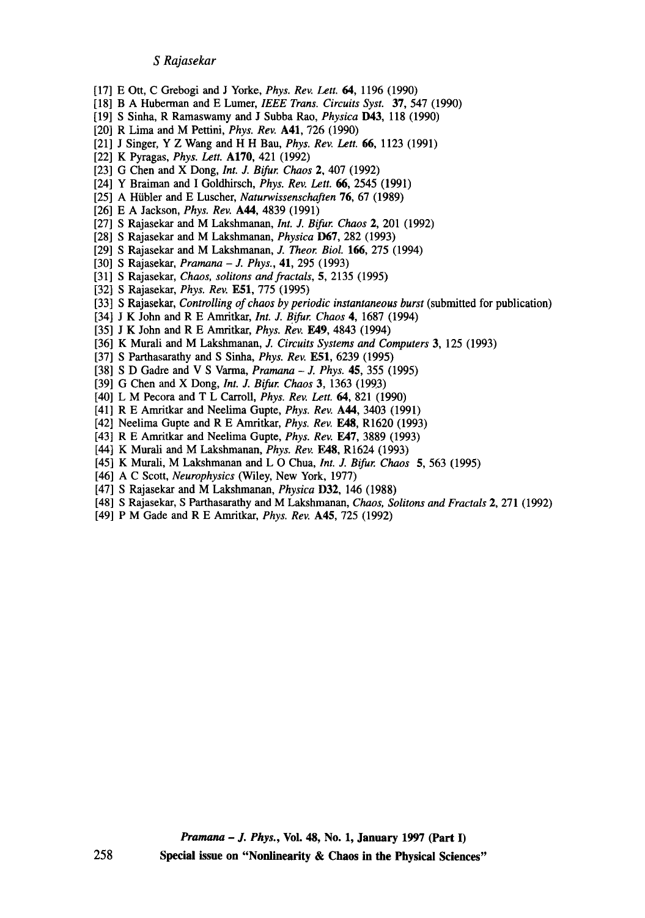[17] E Ott, C Grebogi and J Yorke, *Phys. Rev. Lett.* **64**, 1196 (1990)
[18] B A Huberman and E Lumer, *IEEE Trans. Circuits Syst.* **37**, 547 (1990)
[19] S Sinha, R Ramaswamy and J Subba Rao, *Physica* **D43**, 118 (1990)
[20] R Lima and M Pettini, *Phys. Rev.* **A41**, 726 (1990)
[21] J Singer, Y Z Wang and H H Bau, *Phys. Rev. Lett.* **66**, 1123 (1991)
[22] K Pyragas, *Phys. Lett.* **A170**, 421 (1992)
[23] G Chen and X Dong, *Int. J. Bifur. Chaos* **2**, 407 (1992)
[24] Y Braiman and I Goldhirsch, *Phys. Rev. Lett.* **66**, 2545 (1991)
[25] A Hübler and E Luscher, *Naturwissenschaften* **76**, 67 (1989)
[26] E A Jackson, *Phys. Rev.* **A44**, 4839 (1991)
[27] S Rajasekar and M Lakshmanan, *Int. J. Bifur. Chaos* **2**, 201 (1992)
[28] S Rajasekar and M Lakshmanan, *Physica* **D67**, 282 (1993)
[29] S Rajasekar and M Lakshmanan, *J. Theor. Biol.* **166**, 275 (1994)
[30] S Rajasekar, *Pramana – J. Phys.*, **41**, 295 (1993)
[31] S Rajasekar, *Chaos, solitons and fractals*, **5**, 2135 (1995)
[32] S Rajasekar, *Phys. Rev.* **E51**, 775 (1995)
[33] S Rajasekar, *Controlling of chaos by periodic instantaneous burst* (submitted for publication)
[34] J K John and R E Amritkar, *Int. J. Bifur. Chaos* **4**, 1687 (1994)
[35] J K John and R E Amritkar, *Phys. Rev.* **E49**, 4843 (1994)
[36] K Murali and M Lakshmanan, *J. Circuits Systems and Computers* **3**, 125 (1993)
[37] S Parthasarathy and S Sinha, *Phys. Rev.* **E51**, 6239 (1995)
[38] S D Gadre and V S Varma, *Pramana – J. Phys.* **45**, 355 (1995)
[39] G Chen and X Dong, *Int. J. Bifur. Chaos* **3**, 1363 (1993)
[40] L M Pecora and T L Carroll, *Phys. Rev. Lett.* **64**, 821 (1990)
[41] R E Amritkar and Neelima Gupte, *Phys. Rev.* **A44**, 3403 (1991)
[42] Neelima Gupte and R E Amritkar, *Phys. Rev.* **E48**, R1620 (1993)
[43] R E Amritkar and Neelima Gupte, *Phys. Rev.* **E47**, 3889 (1993)
[44] K Murali and M Lakshmanan, *Phys. Rev.* **E48**, R1624 (1993)
[45] K Murali, M Lakshmanan and L O Chua, *Int. J. Bifur. Chaos* **5**, 563 (1995)
[46] A C Scott, *Neurophysics* (Wiley, New York, 1977)
[47] S Rajasekar and M Lakshmanan, *Physica* **D32**, 146 (1988)
[48] S Rajasekar, S Parthasarathy and M Lakshmanan, *Chaos, Solitons and Fractals* **2**, 271 (1992)
[49] P M Gade and R E Amritkar, *Phys. Rev.* **A45**, 725 (1992)